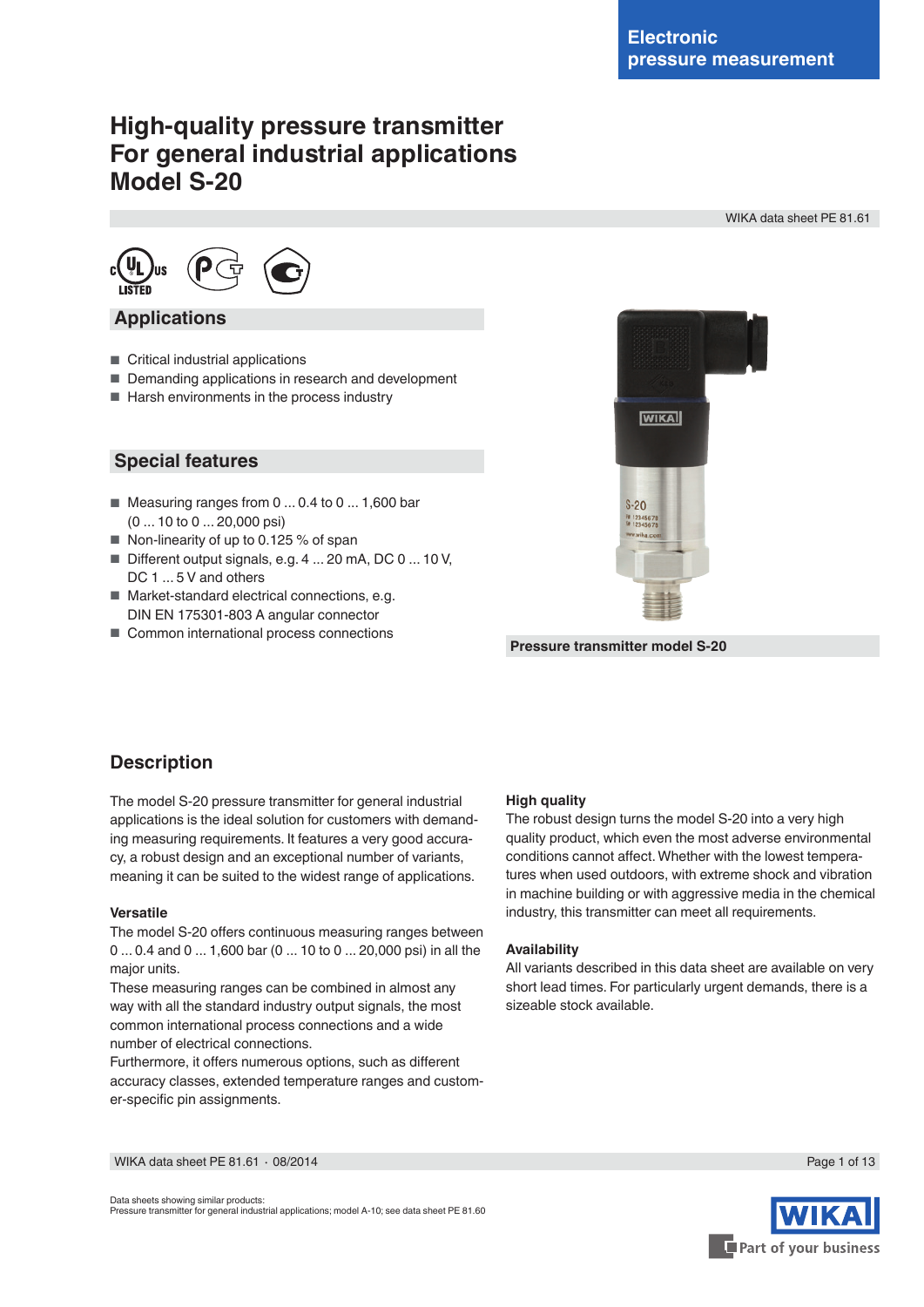Electronic pressure measurement

# High-quality pressure transmitter For general industrial applications Model S-20

WIKA data sheet PE 81.61

## Applications

- Critical industrial applications
- Demanding applications in research and development
- Harsh environments in the process industry

## Special features

- Measuring ranges from 0 ... 0.4 to 0 ... 1,600 bar (0 ... 10 to 0 ... 20,000 psi)
- Non-linearity of up to 0.125 % of span
- Different output signals, e.g. 4 ... 20 mA, DC 0 ... 10 V, DC 1 ... 5 V and others
- Market-standard electrical connections, e.g. DIN EN 175301-803 A angular connector
- Common international process connections

**Pressure transmitter model S-20**

## Description

The model S-20 pressure transmitter for general industrial applications is the ideal solution for customers with demanding measuring requirements. It features a very good accuracy, a robust design and an exceptional number of variants, meaning it can be suited to the widest range of applications.

### Versatile

The model S-20 offers continuous measuring ranges between 0 ... 0.4 and 0 ... 1,600 bar (0 ... 10 to 0 ... 20,000 psi) in all the major units.
These measuring ranges can be combined in almost any way with all the standard industry output signals, the most common international process connections and a wide number of electrical connections.
Furthermore, it offers numerous options, such as different accuracy classes, extended temperature ranges and customer-specific pin assignments.

### High quality

The robust design turns the model S-20 into a very high quality product, which even the most adverse environmental conditions cannot affect. Whether with the lowest temperatures when used outdoors, with extreme shock and vibration in machine building or with aggressive media in the chemical industry, this transmitter can meet all requirements.

### Availability

All variants described in this data sheet are available on very short lead times. For particularly urgent demands, there is a sizeable stock available.

Data sheets showing similar products:
Pressure transmitter for general industrial applications; model A-10; see data sheet PE 81.60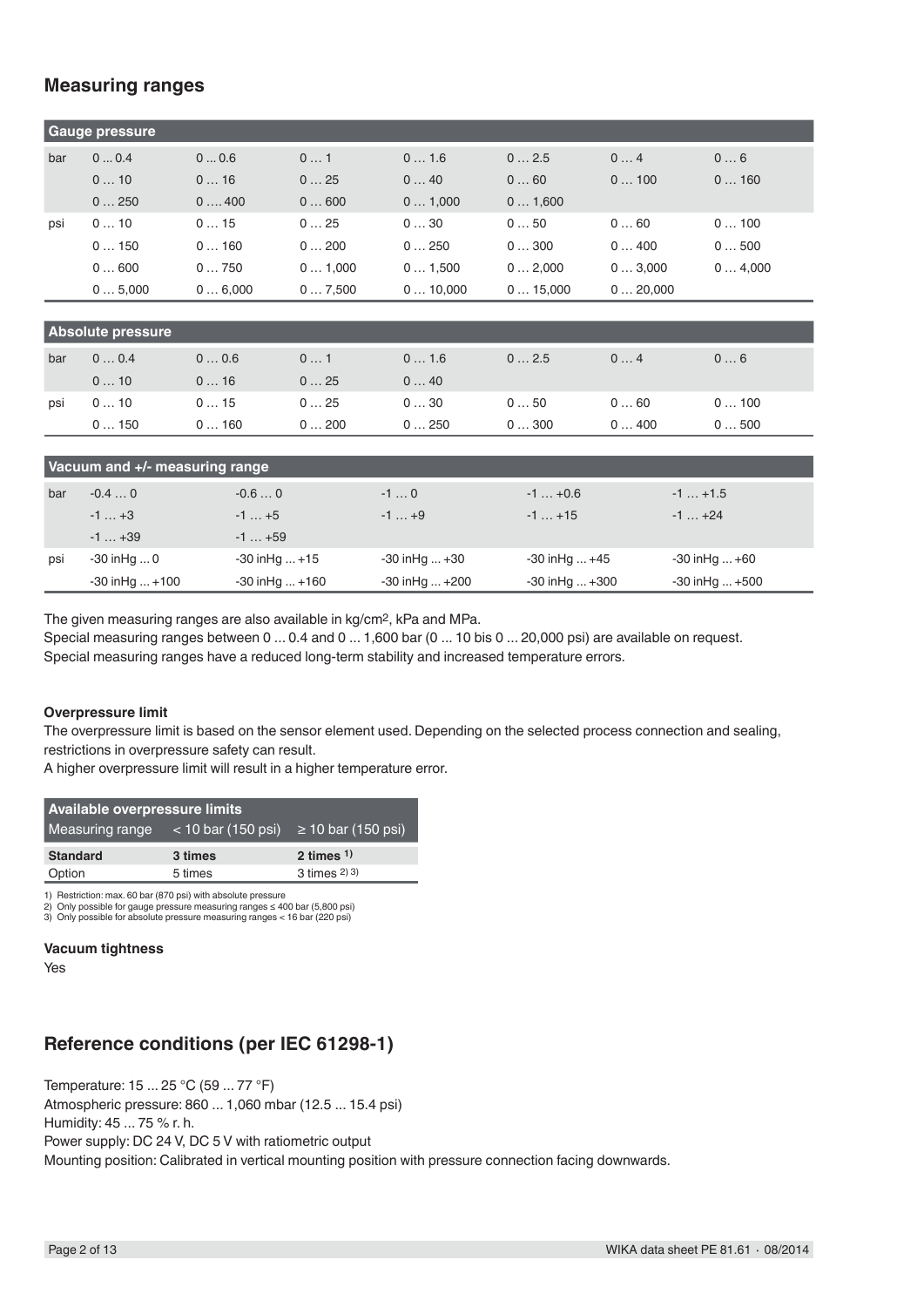## Measuring ranges

| Gauge pressure | | | | | | | |
|---|---|---|---|---|---|---|---|
| bar | 0 ... 0.4 | 0 ... 0.6 | 0 … 1 | 0 … 1.6 | 0 … 2.5 | 0 … 4 | 0 … 6 |
| | 0 … 10 | 0 … 16 | 0 … 25 | 0 … 40 | 0 … 60 | 0 … 100 | 0 … 160 |
| | 0 … 250 | 0 …. 400 | 0 … 600 | 0 … 1,000 | 0 … 1,600 | | |
| psi | 0 … 10 | 0 … 15 | 0 … 25 | 0 … 30 | 0 … 50 | 0 … 60 | 0 … 100 |
| | 0 … 150 | 0 … 160 | 0 … 200 | 0 … 250 | 0 … 300 | 0 … 400 | 0 … 500 |
| | 0 … 600 | 0 … 750 | 0 … 1,000 | 0 … 1,500 | 0 … 2,000 | 0 … 3,000 | 0 … 4,000 |
| | 0 … 5,000 | 0 … 6,000 | 0 … 7,500 | 0 … 10,000 | 0 … 15,000 | 0 … 20,000 | |

| Absolute pressure | | | | | | | |
|---|---|---|---|---|---|---|---|
| bar | 0 … 0.4 | 0 … 0.6 | 0 … 1 | 0 … 1.6 | 0 … 2.5 | 0 … 4 | 0 … 6 |
| | 0 … 10 | 0 … 16 | 0 … 25 | 0 … 40 | | | |
| psi | 0 … 10 | 0 … 15 | 0 … 25 | 0 … 30 | 0 … 50 | 0 … 60 | 0 … 100 |
| | 0 … 150 | 0 … 160 | 0 … 200 | 0 … 250 | 0 … 300 | 0 … 400 | 0 … 500 |

| Vacuum and +/- measuring range | | | | | |
|---|---|---|---|---|---|
| bar | -0.4 … 0 | -0.6 … 0 | -1 … 0 | -1 … +0.6 | -1 … +1.5 |
| | -1 … +3 | -1 … +5 | -1 … +9 | -1 … +15 | -1 … +24 |
| | -1 … +39 | -1 … +59 | | | |
| psi | -30 inHg ... 0 | -30 inHg ... +15 | -30 inHg ... +30 | -30 inHg ... +45 | -30 inHg ... +60 |
| | -30 inHg ... +100 | -30 inHg ... +160 | -30 inHg ... +200 | -30 inHg ... +300 | -30 inHg ... +500 |

The given measuring ranges are also available in kg/cm², kPa and MPa.
Special measuring ranges between 0 ... 0.4 and 0 ... 1,600 bar (0 ... 10 bis 0 ... 20,000 psi) are available on request.
Special measuring ranges have a reduced long-term stability and increased temperature errors.

**Overpressure limit**

The overpressure limit is based on the sensor element used. Depending on the selected process connection and sealing, restrictions in overpressure safety can result.
A higher overpressure limit will result in a higher temperature error.

| Available overpressure limits | | |
|---|---|---|
| Measuring range | < 10 bar (150 psi) | ≥ 10 bar (150 psi) |
| **Standard** | **3 times** | **2 times [1]** |
| Option | 5 times | 3 times [2] [3] |

1) Restriction: max. 60 bar (870 psi) with absolute pressure
2) Only possible for gauge pressure measuring ranges ≤ 400 bar (5,800 psi)
3) Only possible for absolute pressure measuring ranges < 16 bar (220 psi)

**Vacuum tightness**

Yes

## Reference conditions (per IEC 61298-1)

Temperature: 15 ... 25 °C (59 ... 77 °F)
Atmospheric pressure: 860 ... 1,060 mbar (12.5 ... 15.4 psi)
Humidity: 45 ... 75 % r. h.
Power supply: DC 24 V, DC 5 V with ratiometric output
Mounting position: Calibrated in vertical mounting position with pressure connection facing downwards.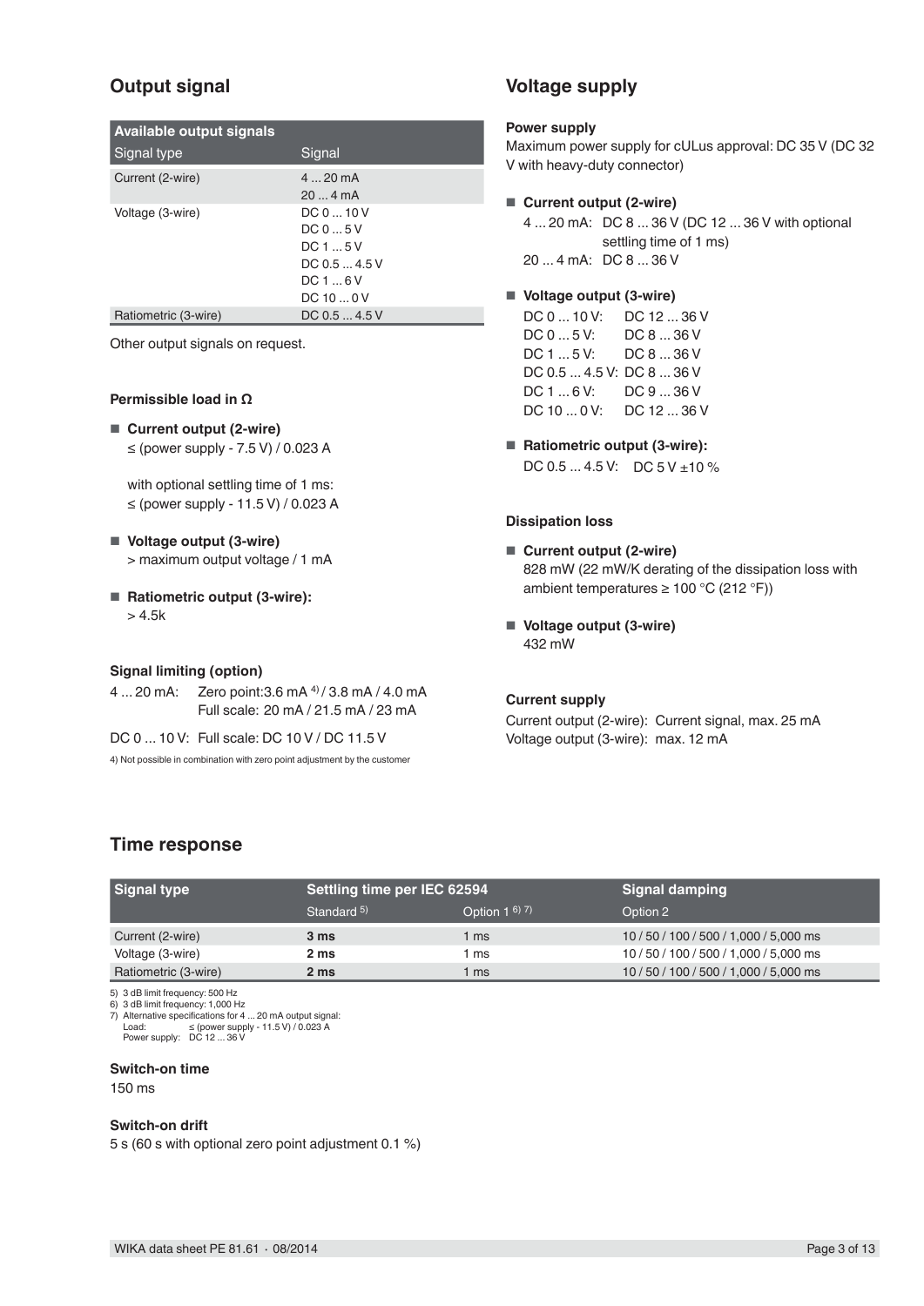## Output signal

| Available output signals | |
|---|---|
| Signal type | Signal |
| Current (2-wire) | 4 ... 20 mA<br>20 ... 4 mA |
| Voltage (3-wire) | DC 0 ... 10 V<br>DC 0 ... 5 V<br>DC 1 ... 5 V<br>DC 0.5 ... 4.5 V<br>DC 1 ... 6 V<br>DC 10 ... 0 V |
| Ratiometric (3-wire) | DC 0.5 ... 4.5 V |

Other output signals on request.

### Permissible load in Ω

- **Current output (2-wire)**
  ≤ (power supply - 7.5 V) / 0.023 A

  with optional settling time of 1 ms:
  ≤ (power supply - 11.5 V) / 0.023 A

- **Voltage output (3-wire)**
  > maximum output voltage / 1 mA

- **Ratiometric output (3-wire):**
  > 4.5k

### Signal limiting (option)

4 ... 20 mA: Zero point:3.6 mA [4] / 3.8 mA / 4.0 mA
Full scale: 20 mA / 21.5 mA / 23 mA

DC 0 ... 10 V: Full scale: DC 10 V / DC 11.5 V

4) Not possible in combination with zero point adjustment by the customer

## Voltage supply

### Power supply

Maximum power supply for cULus approval: DC 35 V (DC 32 V with heavy-duty connector)

- **Current output (2-wire)**
  4 ... 20 mA: DC 8 ... 36 V (DC 12 ... 36 V with optional settling time of 1 ms)
  20 ... 4 mA: DC 8 ... 36 V

- **Voltage output (3-wire)**
  DC 0 ... 10 V: DC 12 ... 36 V
  DC 0 ... 5 V: DC 8 ... 36 V
  DC 1 ... 5 V: DC 8 ... 36 V
  DC 0.5 ... 4.5 V: DC 8 ... 36 V
  DC 1 ... 6 V: DC 9 ... 36 V
  DC 10 ... 0 V: DC 12 ... 36 V

- **Ratiometric output (3-wire):**
  DC 0.5 ... 4.5 V: DC 5 V ±10 %

### Dissipation loss

- **Current output (2-wire)**
  828 mW (22 mW/K derating of the dissipation loss with ambient temperatures ≥ 100 °C (212 °F))

- **Voltage output (3-wire)**
  432 mW

### Current supply

Current output (2-wire): Current signal, max. 25 mA
Voltage output (3-wire): max. 12 mA

## Time response

| Signal type | Settling time per IEC 62594 | | Signal damping |
|---|---|---|---|
| | Standard [5] | Option 1 [6) 7)] | Option 2 |
| Current (2-wire) | **3 ms** | 1 ms | 10 / 50 / 100 / 500 / 1,000 / 5,000 ms |
| Voltage (3-wire) | **2 ms** | 1 ms | 10 / 50 / 100 / 500 / 1,000 / 5,000 ms |
| Ratiometric (3-wire) | **2 ms** | 1 ms | 10 / 50 / 100 / 500 / 1,000 / 5,000 ms |

5) 3 dB limit frequency: 500 Hz
6) 3 dB limit frequency: 1,000 Hz
7) Alternative specifications for 4 ... 20 mA output signal:
Load: ≤ (power supply - 11.5 V) / 0.023 A
Power supply: DC 12 ... 36 V

### Switch-on time

150 ms

### Switch-on drift

5 s (60 s with optional zero point adjustment 0.1 %)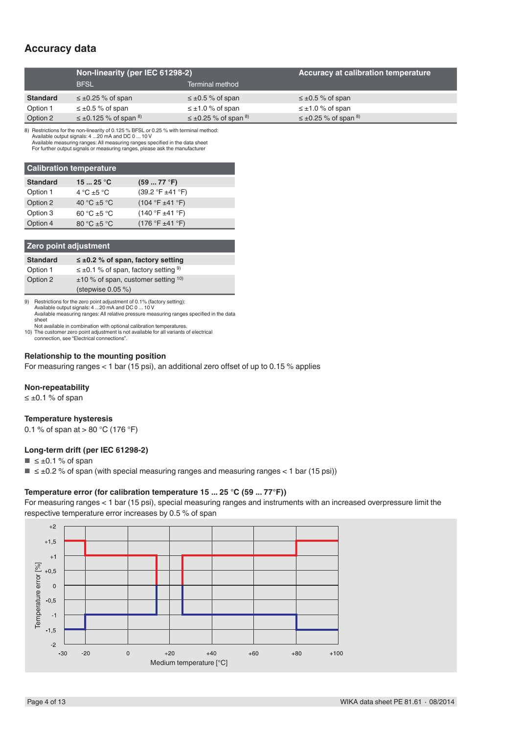## Accuracy data

| | Non-linearity (per IEC 61298-2) | | Accuracy at calibration temperature |
|---|---|---|---|
| | BFSL | Terminal method | |
| **Standard** | ≤ ±0.25 % of span | ≤ ±0.5 % of span | ≤ ±0.5 % of span |
| Option 1 | ≤ ±0.5 % of span | ≤ ±1.0 % of span | ≤ ±1.0 % of span |
| Option 2 | ≤ ±0.125 % of span [8)] | ≤ ±0.25 % of span [8)] | ≤ ±0.25 % of span [8)] |

8) Restrictions for the non-linearity of 0.125 % BFSL or 0.25 % with terminal method:
Available output signals: 4 ...20 mA and DC 0 ... 10 V
Available measuring ranges: All measuring ranges specified in the data sheet
For further output signals or measuring ranges, please ask the manufacturer

| Calibration temperature | | |
|---|---|---|
| **Standard** | **15 ... 25 °C** | **(59 ... 77 °F)** |
| Option 1 | 4 °C ±5 °C | (39.2 °F ±41 °F) |
| Option 2 | 40 °C ±5 °C | (104 °F ±41 °F) |
| Option 3 | 60 °C ±5 °C | (140 °F ±41 °F) |
| Option 4 | 80 °C ±5 °C | (176 °F ±41 °F) |

| Zero point adjustment | |
|---|---|
| **Standard** | **≤ ±0.2 % of span, factory setting** |
| Option 1 | ≤ ±0.1 % of span, factory setting [9)] |
| Option 2 | ±10 % of span, customer setting [10)] (stepwise 0.05 %) |

9) Restrictions for the zero point adjustment of 0.1% (factory setting):
Available output signals: 4 ...20 mA and DC 0 ... 10 V
Available measuring ranges: All relative pressure measuring ranges specified in the data sheet
Not available in combination with optional calibration temperatures.

10) The customer zero point adjustment is not available for all variants of electrical connection, see "Electrical connections".

### Relationship to the mounting position
For measuring ranges < 1 bar (15 psi), an additional zero offset of up to 0.15 % applies

### Non-repeatability
≤ ±0.1 % of span

### Temperature hysteresis
0.1 % of span at > 80 °C (176 °F)

### Long-term drift (per IEC 61298-2)
- ≤ ±0.1 % of span
- ≤ ±0.2 % of span (with special measuring ranges and measuring ranges < 1 bar (15 psi))

### Temperature error (for calibration temperature 15 ... 25 °C (59 ... 77°F))
For measuring ranges < 1 bar (15 psi), special measuring ranges and instruments with an increased overpressure limit the respective temperature error increases by 0.5 % of span

Temperature error [%]
+2
+1,5
+1
+0,5
0
-0,5
-1
-1,5
-2
-30 -20 0 +20 +40 +60 +80 +100
Medium temperature [°C]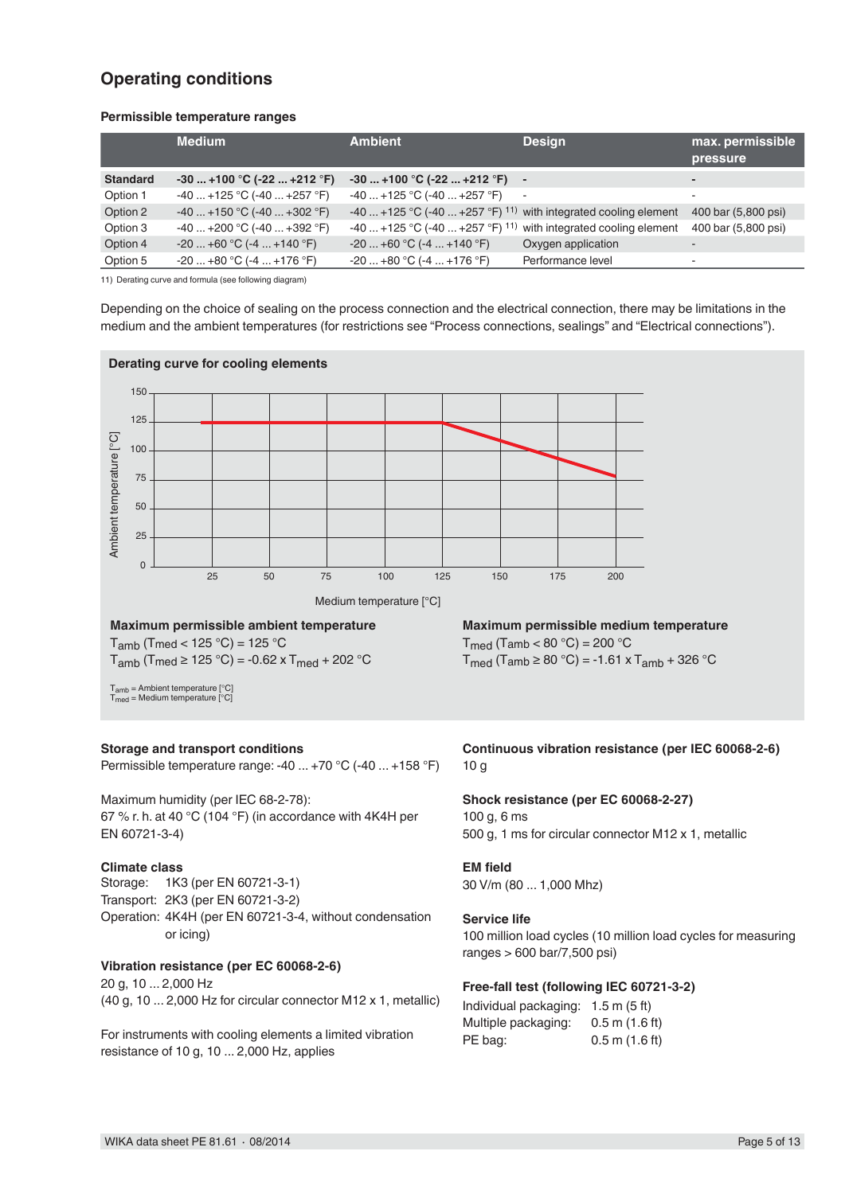## Operating conditions

### Permissible temperature ranges

| | Medium | Ambient | Design | max. permissible pressure |
|---|---|---|---|---|
| **Standard** | **-30 ... +100 °C (-22 ... +212 °F)** | **-30 ... +100 °C (-22 ... +212 °F)** | **-** | **-** |
| Option 1 | -40 ... +125 °C (-40 ... +257 °F) | -40 ... +125 °C (-40 ... +257 °F) | - | - |
| Option 2 | -40 ... +150 °C (-40 ... +302 °F) | -40 ... +125 °C (-40 ... +257 °F) [11] | with integrated cooling element | 400 bar (5,800 psi) |
| Option 3 | -40 ... +200 °C (-40 ... +392 °F) | -40 ... +125 °C (-40 ... +257 °F) [11] | with integrated cooling element | 400 bar (5,800 psi) |
| Option 4 | -20 ... +60 °C (-4 ... +140 °F) | -20 ... +60 °C (-4 ... +140 °F) | Oxygen application | - |
| Option 5 | -20 ... +80 °C (-4 ... +176 °F) | -20 ... +80 °C (-4 ... +176 °F) | Performance level | - |

11) Derating curve and formula (see following diagram)

Depending on the choice of sealing on the process connection and the electrical connection, there may be limitations in the medium and the ambient temperatures (for restrictions see "Process connections, sealings" and "Electrical connections").

**Derating curve for cooling elements**

Ambient temperature [°C]

150
125
100
75
50
25
0

25 50 75 100 125 150 175 200

Medium temperature [°C]

**Maximum permissible ambient temperature**

$T_{amb}$ ($T_{med}$ < 125 °C) = 125 °C

$T_{amb}$ ($T_{med}$ ≥ 125 °C) = -0.62 x $T_{med}$ + 202 °C

**Maximum permissible medium temperature**

$T_{med}$ ($T_{amb}$ < 80 °C) = 200 °C

$T_{med}$ ($T_{amb}$ ≥ 80 °C) = -1.61 x $T_{amb}$ + 326 °C

$T_{amb}$ = Ambient temperature [°C]
$T_{med}$ = Medium temperature [°C]

**Storage and transport conditions**

Permissible temperature range: -40 ... +70 °C (-40 ... +158 °F)

Maximum humidity (per IEC 68-2-78):
67 % r. h. at 40 °C (104 °F) (in accordance with 4K4H per EN 60721-3-4)

**Climate class**

Storage: 1K3 (per EN 60721-3-1)
Transport: 2K3 (per EN 60721-3-2)
Operation: 4K4H (per EN 60721-3-4, without condensation or icing)

**Vibration resistance (per EC 60068-2-6)**

20 g, 10 ... 2,000 Hz
(40 g, 10 ... 2,000 Hz for circular connector M12 x 1, metallic)

For instruments with cooling elements a limited vibration resistance of 10 g, 10 ... 2,000 Hz, applies

**Continuous vibration resistance (per IEC 60068-2-6)**

10 g

**Shock resistance (per EC 60068-2-27)**

100 g, 6 ms
500 g, 1 ms for circular connector M12 x 1, metallic

**EM field**

30 V/m (80 ... 1,000 Mhz)

**Service life**

100 million load cycles (10 million load cycles for measuring ranges > 600 bar/7,500 psi)

**Free-fall test (following IEC 60721-3-2)**

Individual packaging: 1.5 m (5 ft)
Multiple packaging: 0.5 m (1.6 ft)
PE bag: 0.5 m (1.6 ft)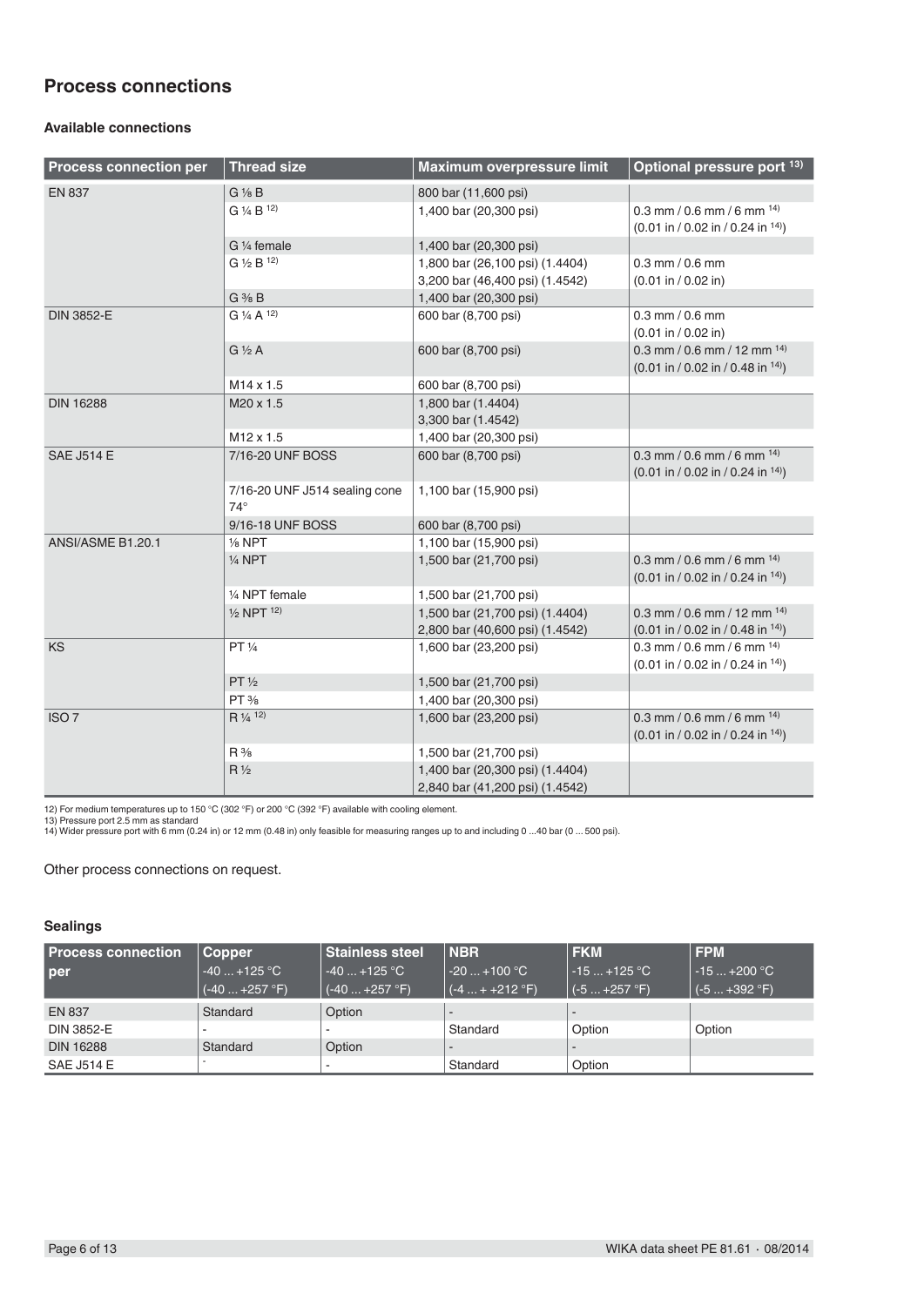## Process connections

### Available connections

| Process connection per | Thread size | Maximum overpressure limit | Optional pressure port [13) |
|---|---|---|---|
| EN 837 | G ⅛ B | 800 bar (11,600 psi) | |
| | G ¼ B [12) | 1,400 bar (20,300 psi) | 0.3 mm / 0.6 mm / 6 mm [14) (0.01 in / 0.02 in / 0.24 in [14)) |
| | G ¼ female | 1,400 bar (20,300 psi) | |
| | G ½ B [12) | 1,800 bar (26,100 psi) (1.4404) 3,200 bar (46,400 psi) (1.4542) | 0.3 mm / 0.6 mm (0.01 in / 0.02 in) |
| | G ⅜ B | 1,400 bar (20,300 psi) | |
| DIN 3852-E | G ¼ A [12) | 600 bar (8,700 psi) | 0.3 mm / 0.6 mm (0.01 in / 0.02 in) |
| | G ½ A | 600 bar (8,700 psi) | 0.3 mm / 0.6 mm / 12 mm [14) (0.01 in / 0.02 in / 0.48 in [14)) |
| | M14 x 1.5 | 600 bar (8,700 psi) | |
| DIN 16288 | M20 x 1.5 | 1,800 bar (1.4404) 3,300 bar (1.4542) | |
| | M12 x 1.5 | 1,400 bar (20,300 psi) | |
| SAE J514 E | 7/16-20 UNF BOSS | 600 bar (8,700 psi) | 0.3 mm / 0.6 mm / 6 mm [14) (0.01 in / 0.02 in / 0.24 in [14)) |
| | 7/16-20 UNF J514 sealing cone 74° | 1,100 bar (15,900 psi) | |
| | 9/16-18 UNF BOSS | 600 bar (8,700 psi) | |
| ANSI/ASME B1.20.1 | ⅛ NPT | 1,100 bar (15,900 psi) | |
| | ¼ NPT | 1,500 bar (21,700 psi) | 0.3 mm / 0.6 mm / 6 mm [14) (0.01 in / 0.02 in / 0.24 in [14)) |
| | ¼ NPT female | 1,500 bar (21,700 psi) | |
| | ½ NPT [12) | 1,500 bar (21,700 psi) (1.4404) 2,800 bar (40,600 psi) (1.4542) | 0.3 mm / 0.6 mm / 12 mm [14) (0.01 in / 0.02 in / 0.48 in [14)) |
| KS | PT ¼ | 1,600 bar (23,200 psi) | 0.3 mm / 0.6 mm / 6 mm [14) (0.01 in / 0.02 in / 0.24 in [14)) |
| | PT ½ | 1,500 bar (21,700 psi) | |
| | PT ⅜ | 1,400 bar (20,300 psi) | |
| ISO 7 | R ¼ [12) | 1,600 bar (23,200 psi) | 0.3 mm / 0.6 mm / 6 mm [14) (0.01 in / 0.02 in / 0.24 in [14)) |
| | R ⅜ | 1,500 bar (21,700 psi) | |
| | R ½ | 1,400 bar (20,300 psi) (1.4404) 2,840 bar (41,200 psi) (1.4542) | |

12) For medium temperatures up to 150 °C (302 °F) or 200 °C (392 °F) available with cooling element.
13) Pressure port 2.5 mm as standard
14) Wider pressure port with 6 mm (0.24 in) or 12 mm (0.48 in) only feasible for measuring ranges up to and including 0 ...40 bar (0 ... 500 psi).

Other process connections on request.

### Sealings

| Process connection per | Copper -40 ... +125 °C (-40 ... +257 °F) | Stainless steel -40 ... +125 °C (-40 ... +257 °F) | NBR -20 ... +100 °C (-4 ... + +212 °F) | FKM -15 ... +125 °C (-5 ... +257 °F) | FPM -15 ... +200 °C (-5 ... +392 °F) |
|---|---|---|---|---|---|
| EN 837 | Standard | Option | - | - | |
| DIN 3852-E | - | - | Standard | Option | Option |
| DIN 16288 | Standard | Option | - | - | |
| SAE J514 E | - | - | Standard | Option | |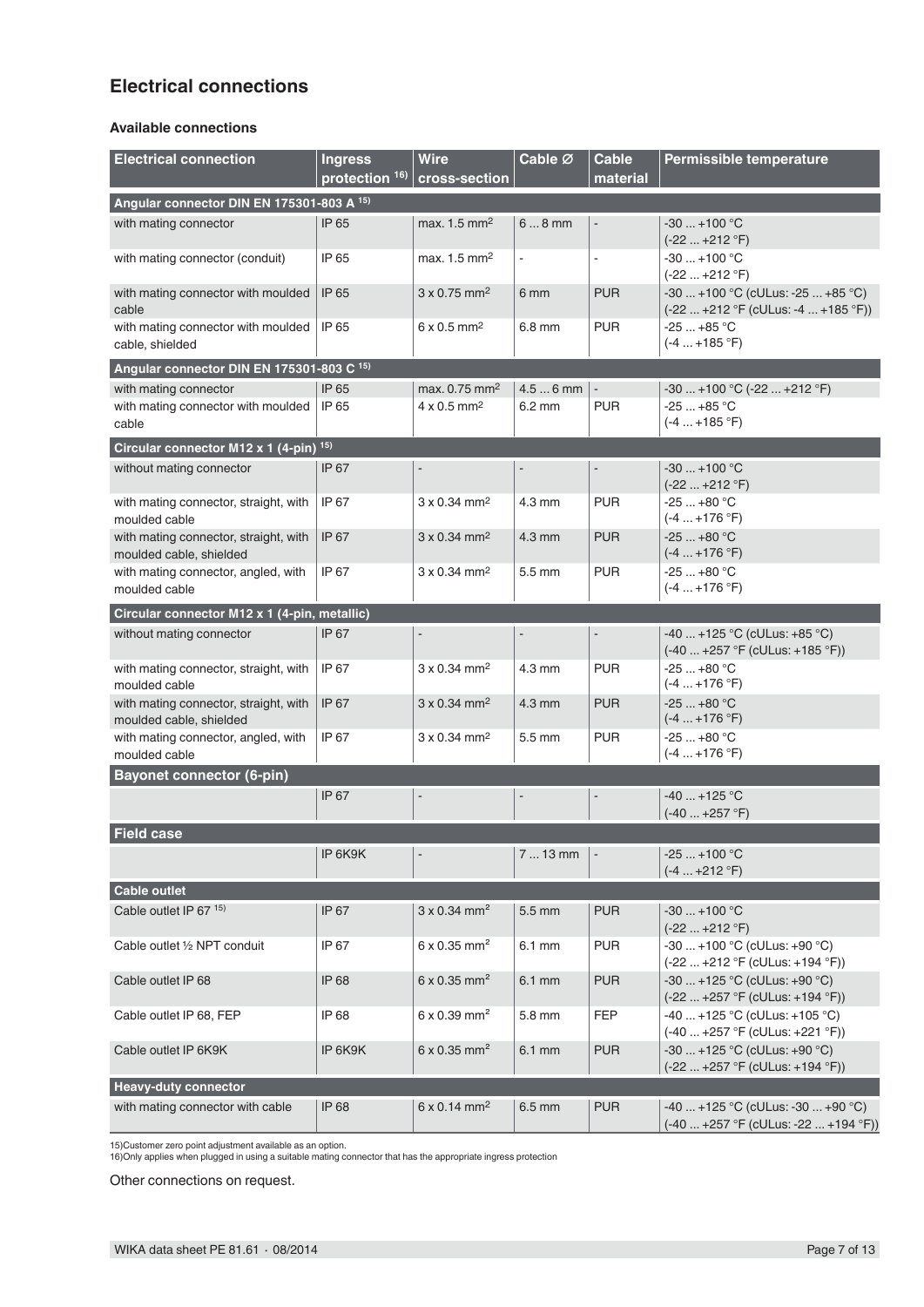## Electrical connections

### Available connections

| Electrical connection | Ingress protection [16] | Wire cross-section | Cable Ø | Cable material | Permissible temperature |
|---|---|---|---|---|---|
| **Angular connector DIN EN 175301-803 A [15]** | | | | | |
| with mating connector | IP 65 | max. 1.5 mm² | 6 ... 8 mm | - | -30 ... +100 °C (-22 ... +212 °F) |
| with mating connector (conduit) | IP 65 | max. 1.5 mm² | - | - | -30 ... +100 °C (-22 ... +212 °F) |
| with mating connector with moulded cable | IP 65 | 3 x 0.75 mm² | 6 mm | PUR | -30 ... +100 °C (cULus: -25 ... +85 °C) (-22 ... +212 °F (cULus: -4 ... +185 °F)) |
| with mating connector with moulded cable, shielded | IP 65 | 6 x 0.5 mm² | 6.8 mm | PUR | -25 ... +85 °C (-4 ... +185 °F) |
| **Angular connector DIN EN 175301-803 C [15]** | | | | | |
| with mating connector | IP 65 | max. 0.75 mm² | 4.5 ... 6 mm | - | -30 ... +100 °C (-22 ... +212 °F) |
| with mating connector with moulded cable | IP 65 | 4 x 0.5 mm² | 6.2 mm | PUR | -25 ... +85 °C (-4 ... +185 °F) |
| **Circular connector M12 x 1 (4-pin) [15]** | | | | | |
| without mating connector | IP 67 | - | - | - | -30 ... +100 °C (-22 ... +212 °F) |
| with mating connector, straight, with moulded cable | IP 67 | 3 x 0.34 mm² | 4.3 mm | PUR | -25 ... +80 °C (-4 ... +176 °F) |
| with mating connector, straight, with moulded cable, shielded | IP 67 | 3 x 0.34 mm² | 4.3 mm | PUR | -25 ... +80 °C (-4 ... +176 °F) |
| with mating connector, angled, with moulded cable | IP 67 | 3 x 0.34 mm² | 5.5 mm | PUR | -25 ... +80 °C (-4 ... +176 °F) |
| **Circular connector M12 x 1 (4-pin, metallic)** | | | | | |
| without mating connector | IP 67 | - | - | - | -40 ... +125 °C (cULus: +85 °C) (-40 ... +257 °F (cULus: +185 °F)) |
| with mating connector, straight, with moulded cable | IP 67 | 3 x 0.34 mm² | 4.3 mm | PUR | -25 ... +80 °C (-4 ... +176 °F) |
| with mating connector, straight, with moulded cable, shielded | IP 67 | 3 x 0.34 mm² | 4.3 mm | PUR | -25 ... +80 °C (-4 ... +176 °F) |
| with mating connector, angled, with moulded cable | IP 67 | 3 x 0.34 mm² | 5.5 mm | PUR | -25 ... +80 °C (-4 ... +176 °F) |
| **Bayonet connector (6-pin)** | | | | | |
| | IP 67 | - | - | - | -40 ... +125 °C (-40 ... +257 °F) |
| **Field case** | | | | | |
| | IP 6K9K | - | 7 ... 13 mm | - | -25 ... +100 °C (-4 ... +212 °F) |
| **Cable outlet** | | | | | |
| Cable outlet IP 67 [15] | IP 67 | 3 x 0.34 mm² | 5.5 mm | PUR | -30 ... +100 °C (-22 ... +212 °F) |
| Cable outlet ½ NPT conduit | IP 67 | 6 x 0.35 mm² | 6.1 mm | PUR | -30 ... +100 °C (cULus: +90 °C) (-22 ... +212 °F (cULus: +194 °F)) |
| Cable outlet IP 68 | IP 68 | 6 x 0.35 mm² | 6.1 mm | PUR | -30 ... +125 °C (cULus: +90 °C) (-22 ... +257 °F (cULus: +194 °F)) |
| Cable outlet IP 68, FEP | IP 68 | 6 x 0.39 mm² | 5.8 mm | FEP | -40 ... +125 °C (cULus: +105 °C) (-40 ... +257 °F (cULus: +221 °F)) |
| Cable outlet IP 6K9K | IP 6K9K | 6 x 0.35 mm² | 6.1 mm | PUR | -30 ... +125 °C (cULus: +90 °C) (-22 ... +257 °F (cULus: +194 °F)) |
| **Heavy-duty connector** | | | | | |
| with mating connector with cable | IP 68 | 6 x 0.14 mm² | 6.5 mm | PUR | -40 ... +125 °C (cULus: -30 ... +90 °C) (-40 ... +257 °F (cULus: -22 ... +194 °F)) |

15) Customer zero point adjustment available as an option.
16) Only applies when plugged in using a suitable mating connector that has the appropriate ingress protection

Other connections on request.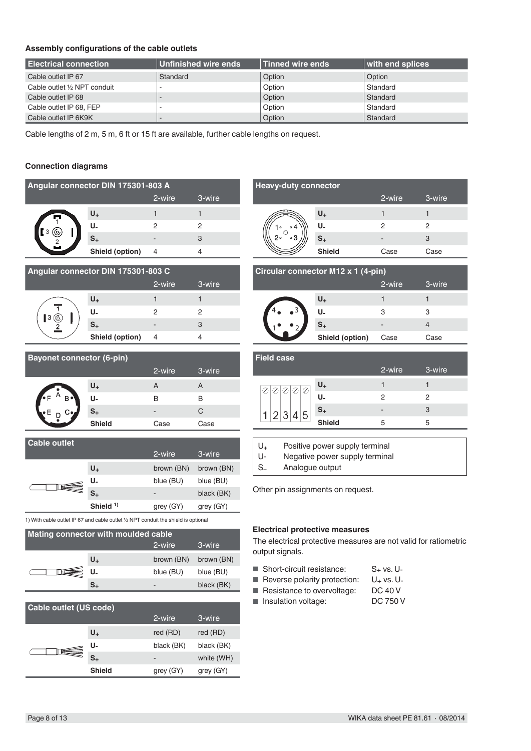### Assembly configurations of the cable outlets

| Electrical connection | Unfinished wire ends | Tinned wire ends | with end splices |
|---|---|---|---|
| Cable outlet IP 67 | Standard | Option | Option |
| Cable outlet ½ NPT conduit | - | Option | Standard |
| Cable outlet IP 68 | - | Option | Standard |
| Cable outlet IP 68, FEP | - | Option | Standard |
| Cable outlet IP 6K9K | - | Option | Standard |

Cable lengths of 2 m, 5 m, 6 ft or 15 ft are available, further cable lengths on request.

### Connection diagrams

**Angular connector DIN 175301-803 A**

| | 2-wire | 3-wire |
|---|---|---|
| $U_+$ | 1 | 1 |
| U- | 2 | 2 |
| $S_+$ | - | 3 |
| Shield (option) | 4 | 4 |

**Angular connector DIN 175301-803 C**

| | 2-wire | 3-wire |
|---|---|---|
| $U_+$ | 1 | 1 |
| U- | 2 | 2 |
| $S_+$ | - | 3 |
| Shield (option) | 4 | 4 |

**Bayonet connector (6-pin)**

| | 2-wire | 3-wire |
|---|---|---|
| $U_+$ | A | A |
| U- | B | B |
| $S_+$ | - | C |
| Shield | Case | Case |

**Cable outlet**

| | 2-wire | 3-wire |
|---|---|---|
| $U_+$ | brown (BN) | brown (BN) |
| U- | blue (BU) | blue (BU) |
| $S_+$ | - | black (BK) |
| Shield [1] | grey (GY) | grey (GY) |

1) With cable outlet IP 67 and cable outlet ½ NPT conduit the shield is optional

**Mating connector with moulded cable**

| | 2-wire | 3-wire |
|---|---|---|
| $U_+$ | brown (BN) | brown (BN) |
| U- | blue (BU) | blue (BU) |
| $S_+$ | - | black (BK) |

**Cable outlet (US code)**

| | 2-wire | 3-wire |
|---|---|---|
| $U_+$ | red (RD) | red (RD) |
| U- | black (BK) | black (BK) |
| $S_+$ | - | white (WH) |
| Shield | grey (GY) | grey (GY) |

**Heavy-duty connector**

| | 2-wire | 3-wire |
|---|---|---|
| $U_+$ | 1 | 1 |
| U- | 2 | 2 |
| $S_+$ | - | 3 |
| Shield | Case | Case |

**Circular connector M12 x 1 (4-pin)**

| | 2-wire | 3-wire |
|---|---|---|
| $U_+$ | 1 | 1 |
| U- | 3 | 3 |
| $S_+$ | - | 4 |
| Shield (option) | Case | Case |

**Field case**

| | 2-wire | 3-wire |
|---|---|---|
| $U_+$ | 1 | 1 |
| U- | 2 | 2 |
| $S_+$ | - | 3 |
| Shield | 5 | 5 |

| | |
|---|---|
| $U_+$ | Positive power supply terminal |
| U- | Negative power supply terminal |
| $S_+$ | Analogue output |

Other pin assignments on request.

### Electrical protective measures

The electrical protective measures are not valid for ratiometric output signals.

- Short-circuit resistance: $S_+$ vs. U-
- Reverse polarity protection: $U_+$ vs. U-
- Resistance to overvoltage: DC 40 V
- Insulation voltage: DC 750 V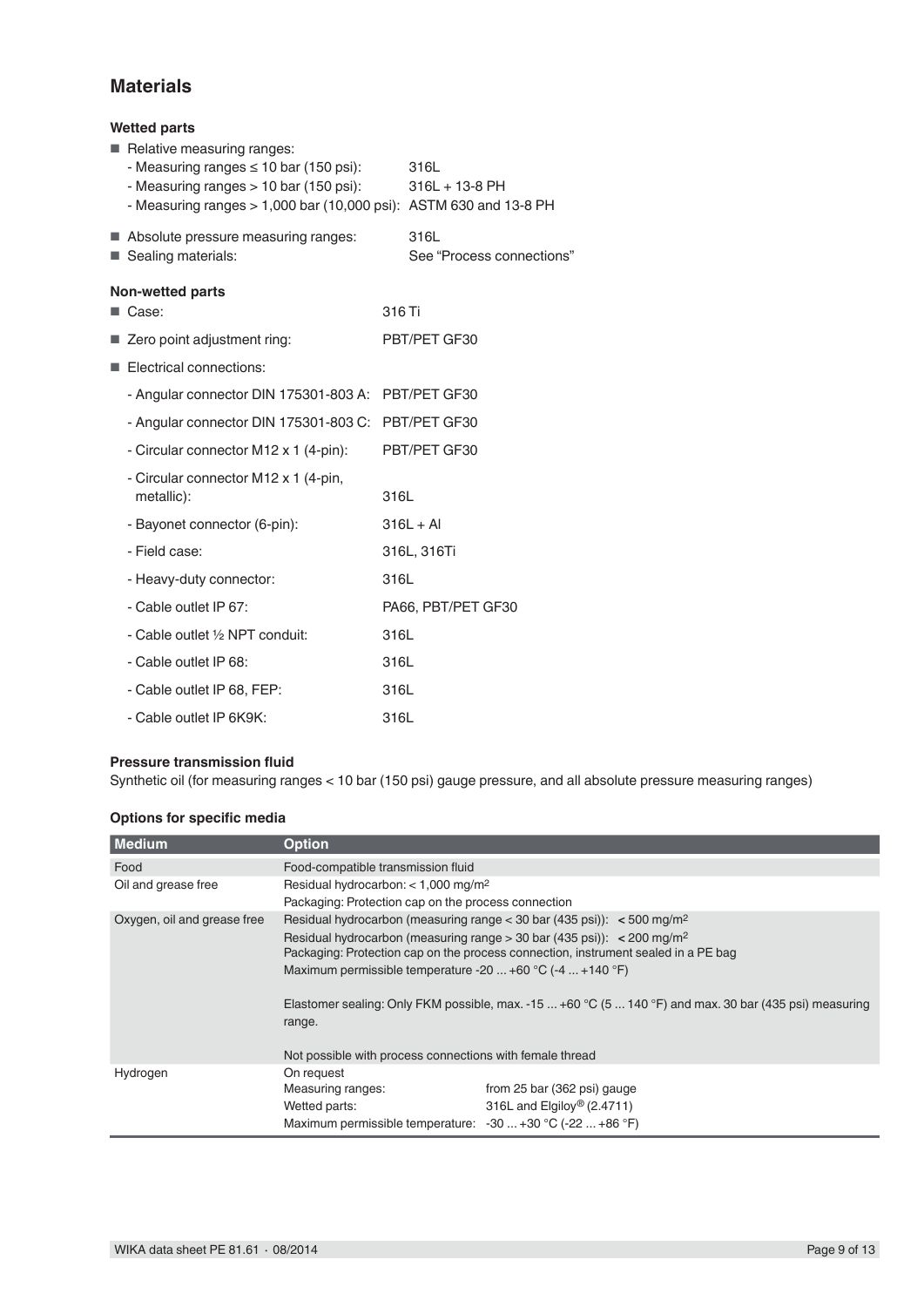## Materials

### Wetted parts

- Relative measuring ranges:
  - Measuring ranges ≤ 10 bar (150 psi): 316L
  - Measuring ranges > 10 bar (150 psi): 316L + 13-8 PH
  - Measuring ranges > 1,000 bar (10,000 psi): ASTM 630 and 13-8 PH
- Absolute pressure measuring ranges: 316L
- Sealing materials: See "Process connections"

### Non-wetted parts

- Case: 316 Ti
- Zero point adjustment ring: PBT/PET GF30
- Electrical connections:
  - Angular connector DIN 175301-803 A: PBT/PET GF30
  - Angular connector DIN 175301-803 C: PBT/PET GF30
  - Circular connector M12 x 1 (4-pin): PBT/PET GF30
  - Circular connector M12 x 1 (4-pin, metallic): 316L
  - Bayonet connector (6-pin): 316L + Al
  - Field case: 316L, 316Ti
  - Heavy-duty connector: 316L
  - Cable outlet IP 67: PA66, PBT/PET GF30
  - Cable outlet ½ NPT conduit: 316L
  - Cable outlet IP 68: 316L
  - Cable outlet IP 68, FEP: 316L
  - Cable outlet IP 6K9K: 316L

### Pressure transmission fluid

Synthetic oil (for measuring ranges < 10 bar (150 psi) gauge pressure, and all absolute pressure measuring ranges)

### Options for specific media

| Medium | Option |
|---|---|
| Food | Food-compatible transmission fluid |
| Oil and grease free | Residual hydrocarbon: < 1,000 mg/m$^2$<br>Packaging: Protection cap on the process connection |
| Oxygen, oil and grease free | Residual hydrocarbon (measuring range < 30 bar (435 psi)): < 500 mg/m$^2$<br>Residual hydrocarbon (measuring range > 30 bar (435 psi)): < 200 mg/m$^2$<br>Packaging: Protection cap on the process connection, instrument sealed in a PE bag<br>Maximum permissible temperature -20 ... +60 °C (-4 ... +140 °F)<br><br>Elastomer sealing: Only FKM possible, max. -15 ... +60 °C (5 ... 140 °F) and max. 30 bar (435 psi) measuring range.<br><br>Not possible with process connections with female thread |
| Hydrogen | On request<br>Measuring ranges: from 25 bar (362 psi) gauge<br>Wetted parts: 316L and Elgiloy® (2.4711)<br>Maximum permissible temperature: -30 ... +30 °C (-22 ... +86 °F) |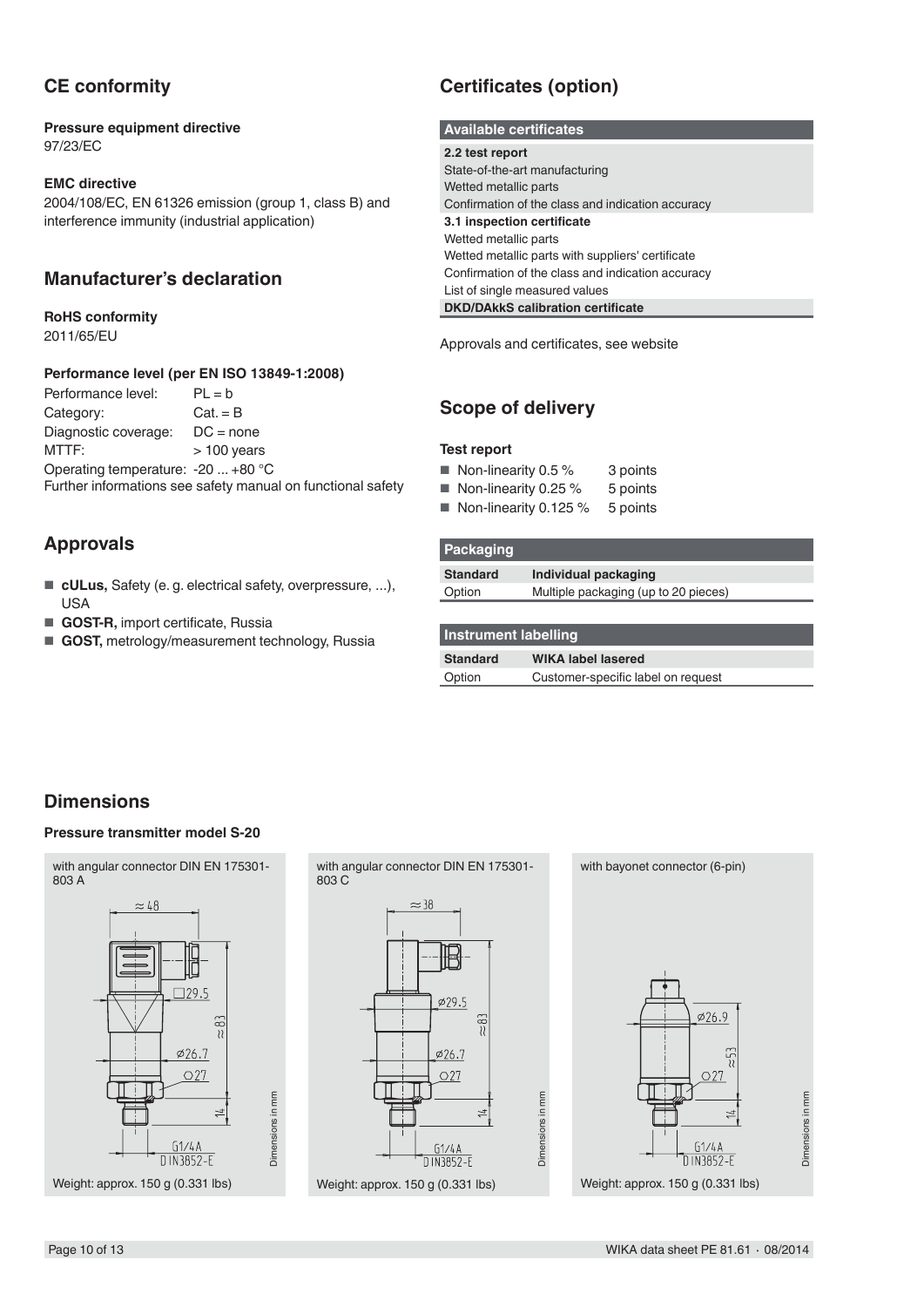## CE conformity

**Pressure equipment directive**
97/23/EC

**EMC directive**
2004/108/EC, EN 61326 emission (group 1, class B) and interference immunity (industrial application)

## Manufacturer's declaration

**RoHS conformity**
2011/65/EU

**Performance level (per EN ISO 13849-1:2008)**

| | |
|---|---|
| Performance level: | PL = b |
| Category: | Cat. = B |
| Diagnostic coverage: | DC = none |
| MTTF: | > 100 years |

Operating temperature: -20 ... +80 °C
Further informations see safety manual on functional safety

## Approvals

- **cULus,** Safety (e. g. electrical safety, overpressure, ...), USA
- **GOST-R,** import certificate, Russia
- **GOST,** metrology/measurement technology, Russia

## Certificates (option)

| Available certificates |
|---|
| **2.2 test report** |
| State-of-the-art manufacturing |
| Wetted metallic parts |
| Confirmation of the class and indication accuracy |
| **3.1 inspection certificate** |
| Wetted metallic parts |
| Wetted metallic parts with suppliers' certificate |
| Confirmation of the class and indication accuracy |
| List of single measured values |
| **DKD/DAkkS calibration certificate** |

Approvals and certificates, see website

## Scope of delivery

**Test report**

- Non-linearity 0.5 % 3 points
- Non-linearity 0.25 % 5 points
- Non-linearity 0.125 % 5 points

| Packaging | |
|---|---|
| **Standard** | **Individual packaging** |
| Option | Multiple packaging (up to 20 pieces) |

| Instrument labelling | |
|---|---|
| **Standard** | **WIKA label lasered** |
| Option | Customer-specific label on request |

## Dimensions

**Pressure transmitter model S-20**

with angular connector DIN EN 175301-803 A

≈ 48
□29.5
≈ 83
⌀26.7
⬡27
14
G1/4A
DIN3852-E
Dimensions in mm

Weight: approx. 150 g (0.331 lbs)

with angular connector DIN EN 175301-803 C

≈ 38
⌀29.5
≈ 83
⌀26.7
⬡27
14
G1/4A
DIN3852-E
Dimensions in mm

Weight: approx. 150 g (0.331 lbs)

with bayonet connector (6-pin)

⌀26.9
≈ 53
⬡27
14
G1/4A
DIN3852-E
Dimensions in mm

Weight: approx. 150 g (0.331 lbs)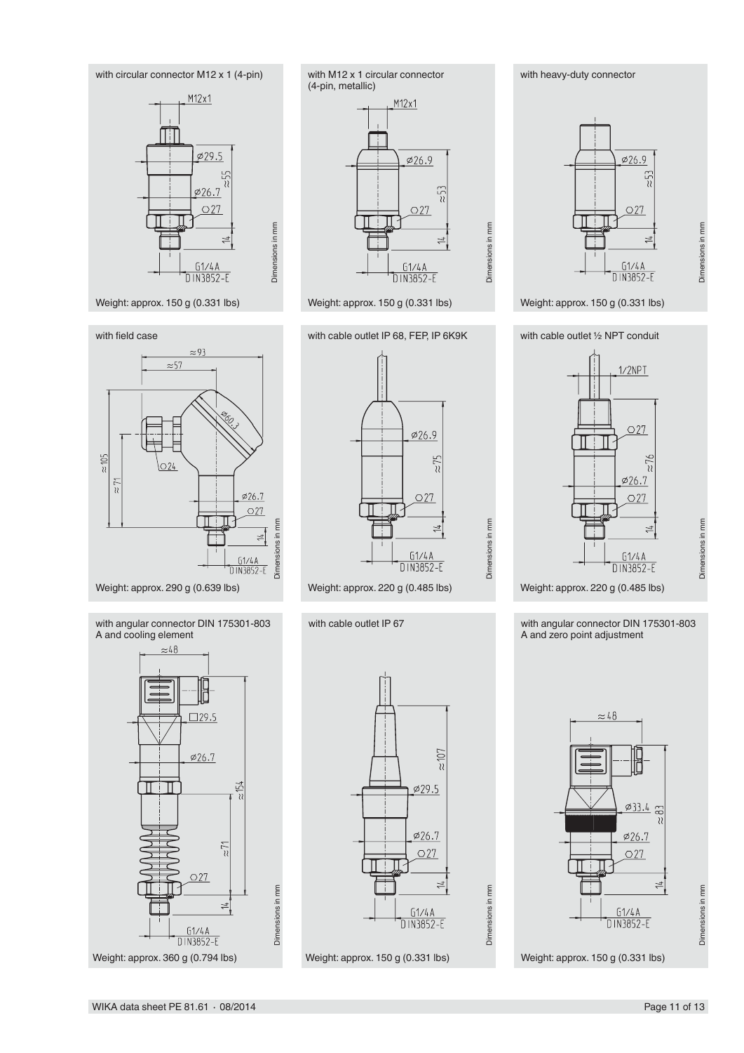with circular connector M12 x 1 (4-pin)

M12x1
⌀29.5
≈55
⌀26.7
○27
14
G1/4A
DIN3852-E
Dimensions in mm

Weight: approx. 150 g (0.331 lbs)

with M12 x 1 circular connector (4-pin, metallic)

M12x1
⌀26.9
≈53
○27
14
G1/4A
DIN3852-E
Dimensions in mm

Weight: approx. 150 g (0.331 lbs)

with heavy-duty connector

⌀26.9
≈53
○27
14
G1/4A
DIN3852-E
Dimensions in mm

Weight: approx. 150 g (0.331 lbs)

with field case

≈93
≈57
⌀60.3
≈105
≈71
○24
⌀26.7
○27
14
G1/4A
DIN3852-E
Dimensions in mm

Weight: approx. 290 g (0.639 lbs)

with cable outlet IP 68, FEP, IP 6K9K

⌀26.9
≈75
○27
14
G1/4A
DIN3852-E
Dimensions in mm

Weight: approx. 220 g (0.485 lbs)

with cable outlet ½ NPT conduit

1/2NPT
○27
≈76
⌀26.7
○27
14
G1/4A
DIN3852-E
Dimensions in mm

Weight: approx. 220 g (0.485 lbs)

with angular connector DIN 175301-803 A and cooling element

≈48
□29.5
⌀26.7
≈154
≈71
○27
14
G1/4A
DIN3852-E
Dimensions in mm

Weight: approx. 360 g (0.794 lbs)

with cable outlet IP 67

≈107
⌀29.5
⌀26.7
○27
14
G1/4A
DIN3852-E
Dimensions in mm

Weight: approx. 150 g (0.331 lbs)

with angular connector DIN 175301-803 A and zero point adjustment

≈48
⌀33.4
≈83
⌀26.7
○27
14
G1/4A
DIN3852-E
Dimensions in mm

Weight: approx. 150 g (0.331 lbs)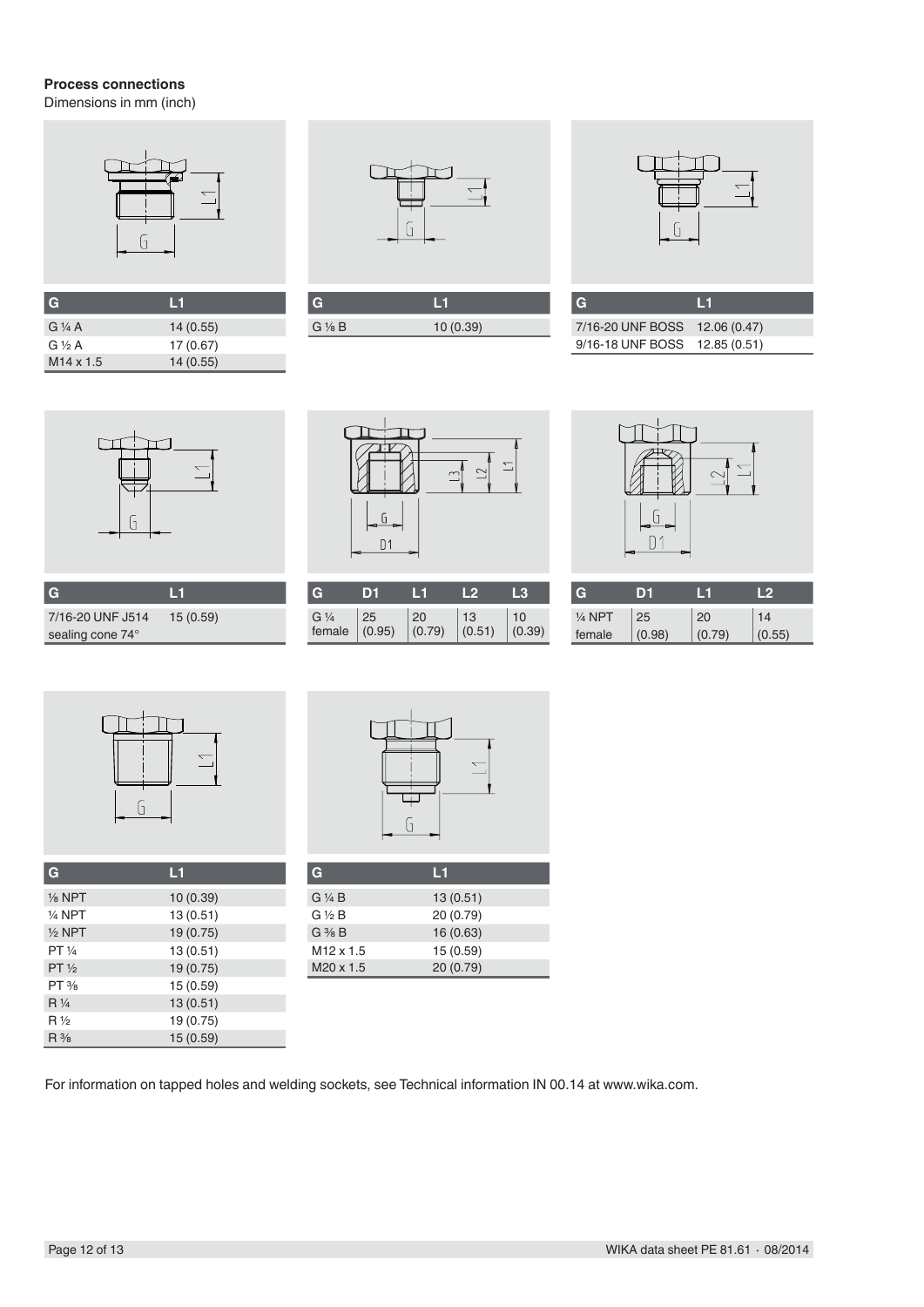**Process connections**

Dimensions in mm (inch)

| G | L1 |
|---|---|
| G ¼ A | 14 (0.55) |
| G ½ A | 17 (0.67) |
| M14 x 1.5 | 14 (0.55) |

| G | L1 |
|---|---|
| G ⅛ B | 10 (0.39) |

| G | L1 |
|---|---|
| 7/16-20 UNF BOSS | 12.06 (0.47) |
| 9/16-18 UNF BOSS | 12.85 (0.51) |

| G | L1 |
|---|---|
| 7/16-20 UNF J514 sealing cone 74° | 15 (0.59) |

| G | D1 | L1 | L2 | L3 |
|---|---|---|---|---|
| G ¼ female | 25 (0.95) | 20 (0.79) | 13 (0.51) | 10 (0.39) |

| G | D1 | L1 | L2 |
|---|---|---|---|
| ¼ NPT female | 25 (0.98) | 20 (0.79) | 14 (0.55) |

| G | L1 |
|---|---|
| ⅛ NPT | 10 (0.39) |
| ¼ NPT | 13 (0.51) |
| ½ NPT | 19 (0.75) |
| PT ¼ | 13 (0.51) |
| PT ½ | 19 (0.75) |
| PT ⅜ | 15 (0.59) |
| R ¼ | 13 (0.51) |
| R ½ | 19 (0.75) |
| R ⅜ | 15 (0.59) |

| G | L1 |
|---|---|
| G ¼ B | 13 (0.51) |
| G ½ B | 20 (0.79) |
| G ⅜ B | 16 (0.63) |
| M12 x 1.5 | 15 (0.59) |
| M20 x 1.5 | 20 (0.79) |

For information on tapped holes and welding sockets, see Technical information IN 00.14 at www.wika.com.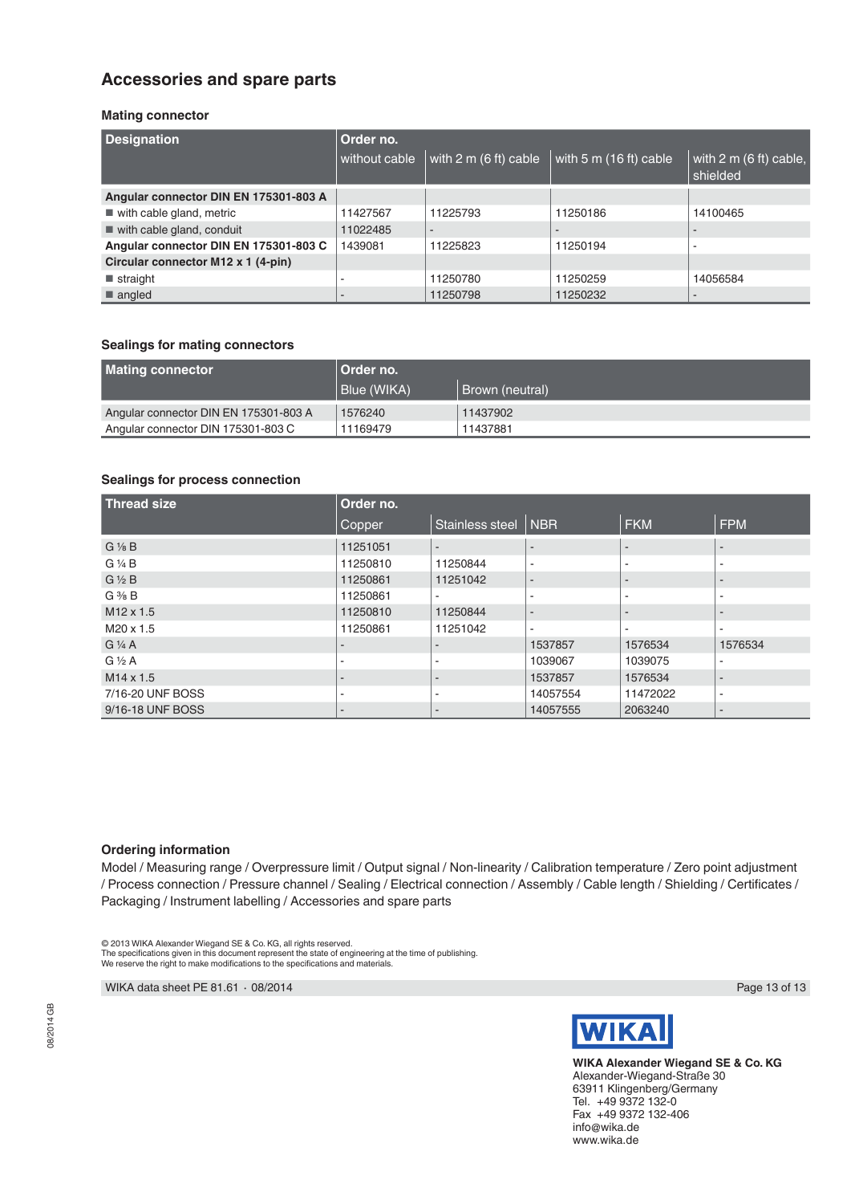## Accessories and spare parts

### Mating connector

| Designation | Order no. | | | |
|---|---|---|---|---|
| | without cable | with 2 m (6 ft) cable | with 5 m (16 ft) cable | with 2 m (6 ft) cable, shielded |
| **Angular connector DIN EN 175301-803 A** | | | | |
| ■ with cable gland, metric | 11427567 | 11225793 | 11250186 | 14100465 |
| ■ with cable gland, conduit | 11022485 | - | - | - |
| **Angular connector DIN EN 175301-803 C** | 1439081 | 11225823 | 11250194 | - |
| **Circular connector M12 x 1 (4-pin)** | | | | |
| ■ straight | - | 11250780 | 11250259 | 14056584 |
| ■ angled | - | 11250798 | 11250232 | - |

### Sealings for mating connectors

| Mating connector | Order no. | |
|---|---|---|
| | Blue (WIKA) | Brown (neutral) |
| Angular connector DIN EN 175301-803 A | 1576240 | 11437902 |
| Angular connector DIN 175301-803 C | 11169479 | 11437881 |

### Sealings for process connection

| Thread size | Order no. | | | | |
|---|---|---|---|---|---|
| | Copper | Stainless steel | NBR | FKM | FPM |
| G ⅛ B | 11251051 | - | - | - | - |
| G ¼ B | 11250810 | 11250844 | - | - | - |
| G ½ B | 11250861 | 11251042 | - | - | - |
| G ⅜ B | 11250861 | - | - | - | - |
| M12 x 1.5 | 11250810 | 11250844 | - | - | - |
| M20 x 1.5 | 11250861 | 11251042 | - | - | - |
| G ¼ A | - | - | 1537857 | 1576534 | 1576534 |
| G ½ A | - | - | 1039067 | 1039075 | - |
| M14 x 1.5 | - | - | 1537857 | 1576534 | - |
| 7/16-20 UNF BOSS | - | - | 14057554 | 11472022 | - |
| 9/16-18 UNF BOSS | - | - | 14057555 | 2063240 | - |

**Ordering information**

Model / Measuring range / Overpressure limit / Output signal / Non-linearity / Calibration temperature / Zero point adjustment / Process connection / Pressure channel / Sealing / Electrical connection / Assembly / Cable length / Shielding / Certificates / Packaging / Instrument labelling / Accessories and spare parts

© 2013 WIKA Alexander Wiegand SE & Co. KG, all rights reserved.
The specifications given in this document represent the state of engineering at the time of publishing.
We reserve the right to make modifications to the specifications and materials.

WIKA data sheet PE 81.61 · 08/2014

**WIKA Alexander Wiegand SE & Co. KG**
Alexander-Wiegand-Straße 30
63911 Klingenberg/Germany
Tel. +49 9372 132-0
Fax +49 9372 132-406
info@wika.de
www.wika.de